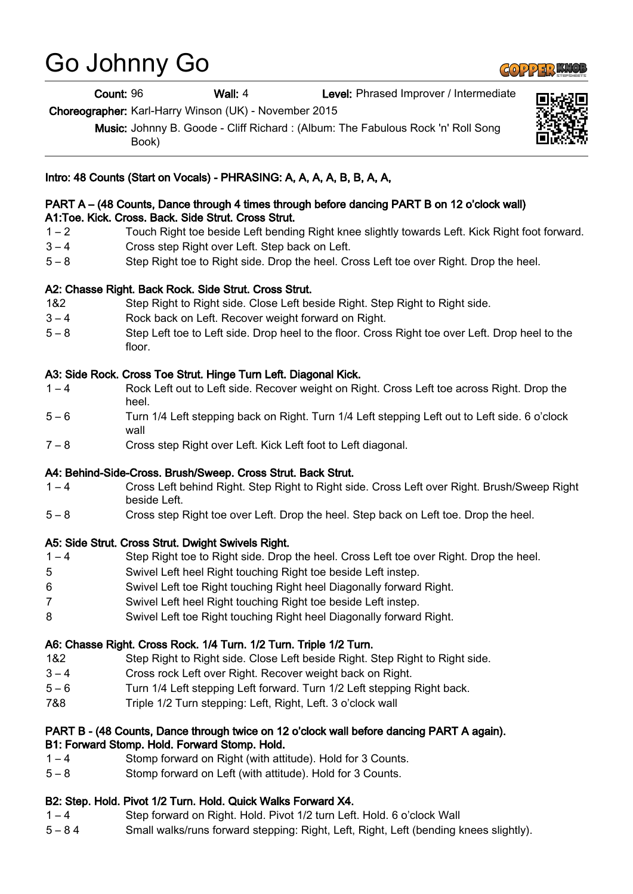# Go Johnny Go

**Count:** 96 **Wall:** 4 **Level:** Phrased Improver / Intermediate

**Choreographer:** Karl-Harry Winson (UK) - November 2015

**Music:** Johnny B. Goode - Cliff Richard : (Album: The Fabulous Rock 'n' Roll Song Book)

**Intro: 48 Counts (Start on Vocals) - PHRASING: A, A, A, A, B, B, A, A,**

**PART A – (48 Counts, Dance through 4 times through before dancing PART B on 12 o'clock wall)**

**A1:Toe. Kick. Cross. Back. Side Strut. Cross Strut.**

| | |
|---|---|
| 1 – 2 | Touch Right toe beside Left bending Right knee slightly towards Left. Kick Right foot forward. |
| 3 – 4 | Cross step Right over Left. Step back on Left. |
| 5 – 8 | Step Right toe to Right side. Drop the heel. Cross Left toe over Right. Drop the heel. |

**A2: Chasse Right. Back Rock. Side Strut. Cross Strut.**

| | |
|---|---|
| 1&2 | Step Right to Right side. Close Left beside Right. Step Right to Right side. |
| 3 – 4 | Rock back on Left. Recover weight forward on Right. |
| 5 – 8 | Step Left toe to Left side. Drop heel to the floor. Cross Right toe over Left. Drop heel to the floor. |

**A3: Side Rock. Cross Toe Strut. Hinge Turn Left. Diagonal Kick.**

| | |
|---|---|
| 1 – 4 | Rock Left out to Left side. Recover weight on Right. Cross Left toe across Right. Drop the heel. |
| 5 – 6 | Turn 1/4 Left stepping back on Right. Turn 1/4 Left stepping Left out to Left side. 6 o'clock wall |
| 7 – 8 | Cross step Right over Left. Kick Left foot to Left diagonal. |

**A4: Behind-Side-Cross. Brush/Sweep. Cross Strut. Back Strut.**

| | |
|---|---|
| 1 – 4 | Cross Left behind Right. Step Right to Right side. Cross Left over Right. Brush/Sweep Right beside Left. |
| 5 – 8 | Cross step Right toe over Left. Drop the heel. Step back on Left toe. Drop the heel. |

**A5: Side Strut. Cross Strut. Dwight Swivels Right.**

| | |
|---|---|
| 1 – 4 | Step Right toe to Right side. Drop the heel. Cross Left toe over Right. Drop the heel. |
| 5 | Swivel Left heel Right touching Right toe beside Left instep. |
| 6 | Swivel Left toe Right touching Right heel Diagonally forward Right. |
| 7 | Swivel Left heel Right touching Right toe beside Left instep. |
| 8 | Swivel Left toe Right touching Right heel Diagonally forward Right. |

**A6: Chasse Right. Cross Rock. 1/4 Turn. 1/2 Turn. Triple 1/2 Turn.**

| | |
|---|---|
| 1&2 | Step Right to Right side. Close Left beside Right. Step Right to Right side. |
| 3 – 4 | Cross rock Left over Right. Recover weight back on Right. |
| 5 – 6 | Turn 1/4 Left stepping Left forward. Turn 1/2 Left stepping Right back. |
| 7&8 | Triple 1/2 Turn stepping: Left, Right, Left. 3 o'clock wall |

**PART B - (48 Counts, Dance through twice on 12 o'clock wall before dancing PART A again).**

**B1: Forward Stomp. Hold. Forward Stomp. Hold.**

| | |
|---|---|
| 1 – 4 | Stomp forward on Right (with attitude). Hold for 3 Counts. |
| 5 – 8 | Stomp forward on Left (with attitude). Hold for 3 Counts. |

**B2: Step. Hold. Pivot 1/2 Turn. Hold. Quick Walks Forward X4.**

| | |
|---|---|
| 1 – 4 | Step forward on Right. Hold. Pivot 1/2 turn Left. Hold. 6 o'clock Wall |
| 5 – 8 4 | Small walks/runs forward stepping: Right, Left, Right, Left (bending knees slightly). |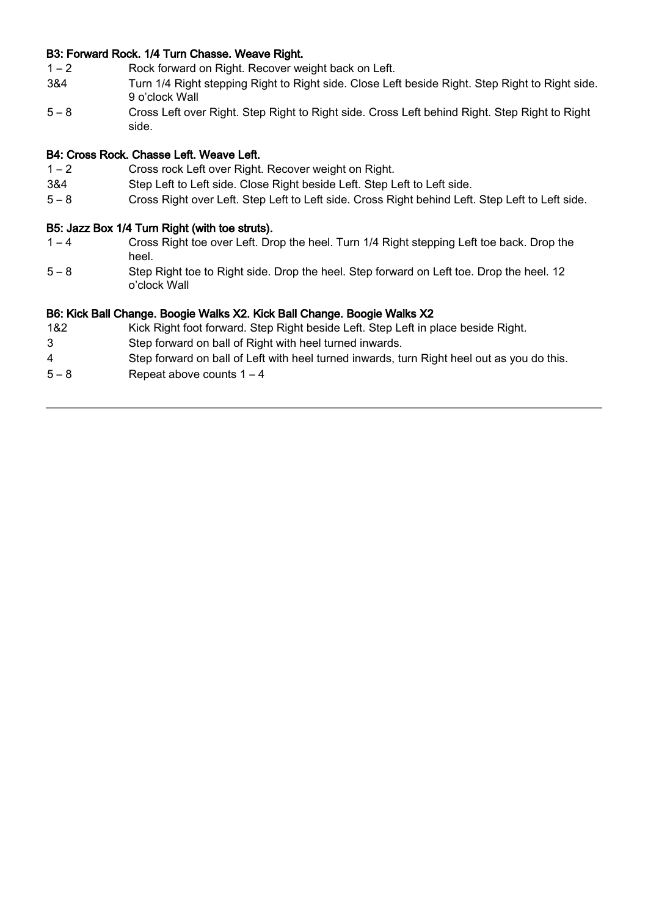### B3: Forward Rock. 1/4 Turn Chasse. Weave Right.

| | |
|---|---|
| 1 – 2 | Rock forward on Right. Recover weight back on Left. |
| 3&4 | Turn 1/4 Right stepping Right to Right side. Close Left beside Right. Step Right to Right side. 9 o'clock Wall |
| 5 – 8 | Cross Left over Right. Step Right to Right side. Cross Left behind Right. Step Right to Right side. |

### B4: Cross Rock. Chasse Left. Weave Left.

| | |
|---|---|
| 1 – 2 | Cross rock Left over Right. Recover weight on Right. |
| 3&4 | Step Left to Left side. Close Right beside Left. Step Left to Left side. |
| 5 – 8 | Cross Right over Left. Step Left to Left side. Cross Right behind Left. Step Left to Left side. |

### B5: Jazz Box 1/4 Turn Right (with toe struts).

| | |
|---|---|
| 1 – 4 | Cross Right toe over Left. Drop the heel. Turn 1/4 Right stepping Left toe back. Drop the heel. |
| 5 – 8 | Step Right toe to Right side. Drop the heel. Step forward on Left toe. Drop the heel. 12 o'clock Wall |

### B6: Kick Ball Change. Boogie Walks X2. Kick Ball Change. Boogie Walks X2

| | |
|---|---|
| 1&2 | Kick Right foot forward. Step Right beside Left. Step Left in place beside Right. |
| 3 | Step forward on ball of Right with heel turned inwards. |
| 4 | Step forward on ball of Left with heel turned inwards, turn Right heel out as you do this. |
| 5 – 8 | Repeat above counts 1 – 4 |

---